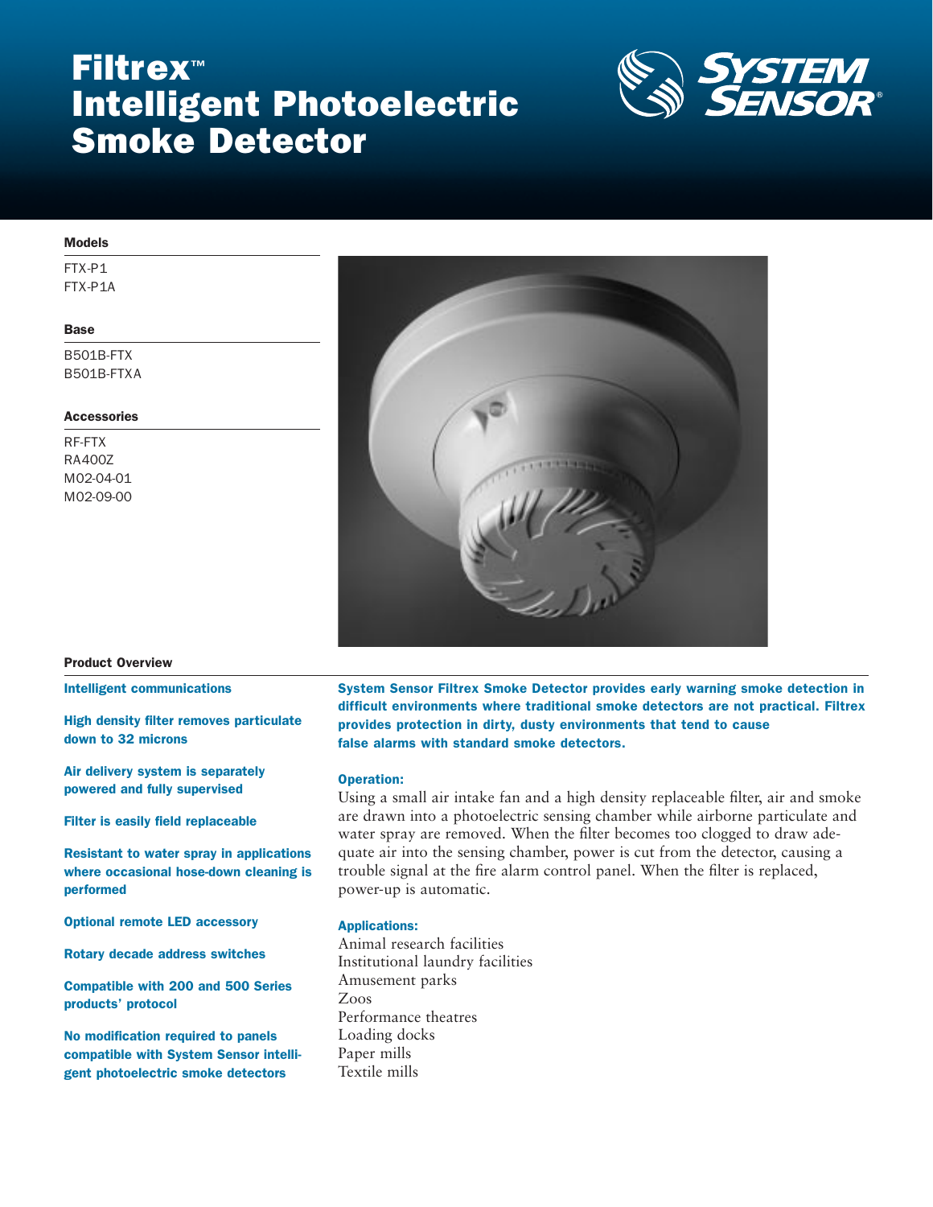# Filtrex™ Intelligent Photoelectric Smoke Detector

SYSTEM SENSOR®

### Models

FTX-P1
FTX-P1A

### Base

B501B-FTX
B501B-FTXA

### Accessories

RF-FTX
RA400Z
M02-04-01
M02-09-00

### Product Overview

**Intelligent communications**

**High density filter removes particulate down to 32 microns**

**Air delivery system is separately powered and fully supervised**

**Filter is easily field replaceable**

**Resistant to water spray in applications where occasional hose-down cleaning is performed**

**Optional remote LED accessory**

**Rotary decade address switches**

**Compatible with 200 and 500 Series products' protocol**

**No modification required to panels compatible with System Sensor intelligent photoelectric smoke detectors**

**System Sensor Filtrex Smoke Detector provides early warning smoke detection in difficult environments where traditional smoke detectors are not practical. Filtrex provides protection in dirty, dusty environments that tend to cause false alarms with standard smoke detectors.**

**Operation:**

Using a small air intake fan and a high density replaceable filter, air and smoke are drawn into a photoelectric sensing chamber while airborne particulate and water spray are removed. When the filter becomes too clogged to draw adequate air into the sensing chamber, power is cut from the detector, causing a trouble signal at the fire alarm control panel. When the filter is replaced, power-up is automatic.

**Applications:**

Animal research facilities
Institutional laundry facilities
Amusement parks
Zoos
Performance theatres
Loading docks
Paper mills
Textile mills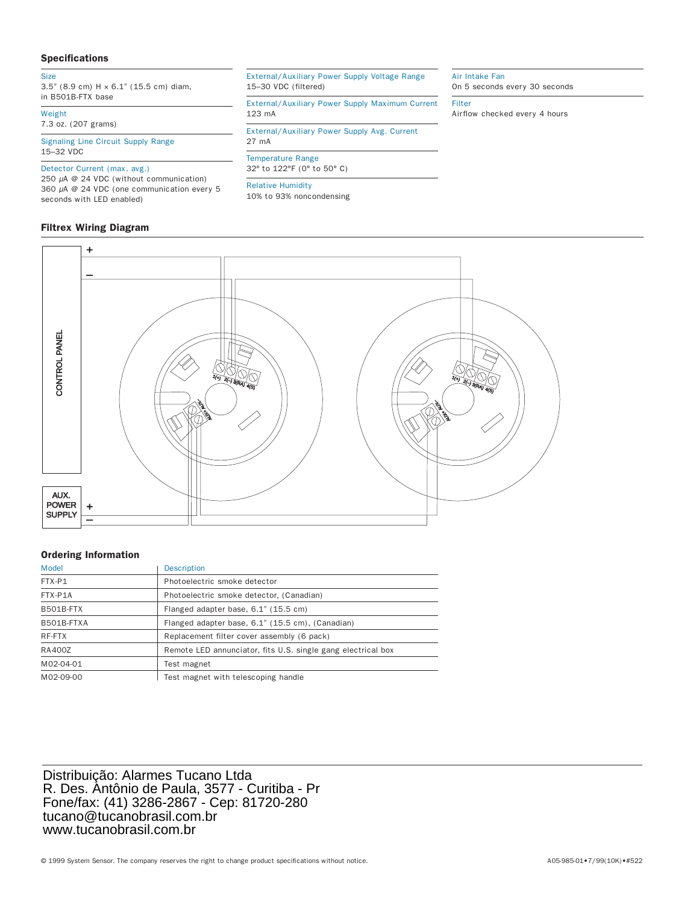## Specifications

**Size**
3.5" (8.9 cm) H × 6.1" (15.5 cm) diam, in B501B-FTX base

**Weight**
7.3 oz. (207 grams)

**Signaling Line Circuit Supply Range**
15–32 VDC

**Detector Current (max. avg.)**
250 μA @ 24 VDC (without communication)
360 μA @ 24 VDC (one communication every 5 seconds with LED enabled)

**External/Auxiliary Power Supply Voltage Range**
15–30 VDC (filtered)

**External/Auxiliary Power Supply Maximum Current**
123 mA

**External/Auxiliary Power Supply Avg. Current**
27 mA

**Temperature Range**
32° to 122°F (0° to 50° C)

**Relative Humidity**
10% to 93% noncondensing

**Air Intake Fan**
On 5 seconds every 30 seconds

**Filter**
Airflow checked every 4 hours

## Filtrex Wiring Diagram

CONTROL PANEL
+
–
1(+) 2(–) 3(RA) 4(S)
AUX+ AUX–
AUX. POWER SUPPLY
+
–

## Ordering Information

| Model | Description |
|---|---|
| FTX-P1 | Photoelectric smoke detector |
| FTX-P1A | Photoelectric smoke detector, (Canadian) |
| B501B-FTX | Flanged adapter base, 6.1" (15.5 cm) |
| B501B-FTXA | Flanged adapter base, 6.1" (15.5 cm), (Canadian) |
| RF-FTX | Replacement filter cover assembly (6 pack) |
| RA400Z | Remote LED annunciator, fits U.S. single gang electrical box |
| M02-04-01 | Test magnet |
| M02-09-00 | Test magnet with telescoping handle |

Distribuição: Alarmes Tucano Ltda
R. Des. Antônio de Paula, 3577 - Curitiba - Pr
Fone/fax: (41) 3286-2867 - Cep: 81720-280
tucano@tucanobrasil.com.br
www.tucanobrasil.com.br

© 1999 System Sensor. The company reserves the right to change product specifications without notice.

A05-985-01•7/99(10K)•#522